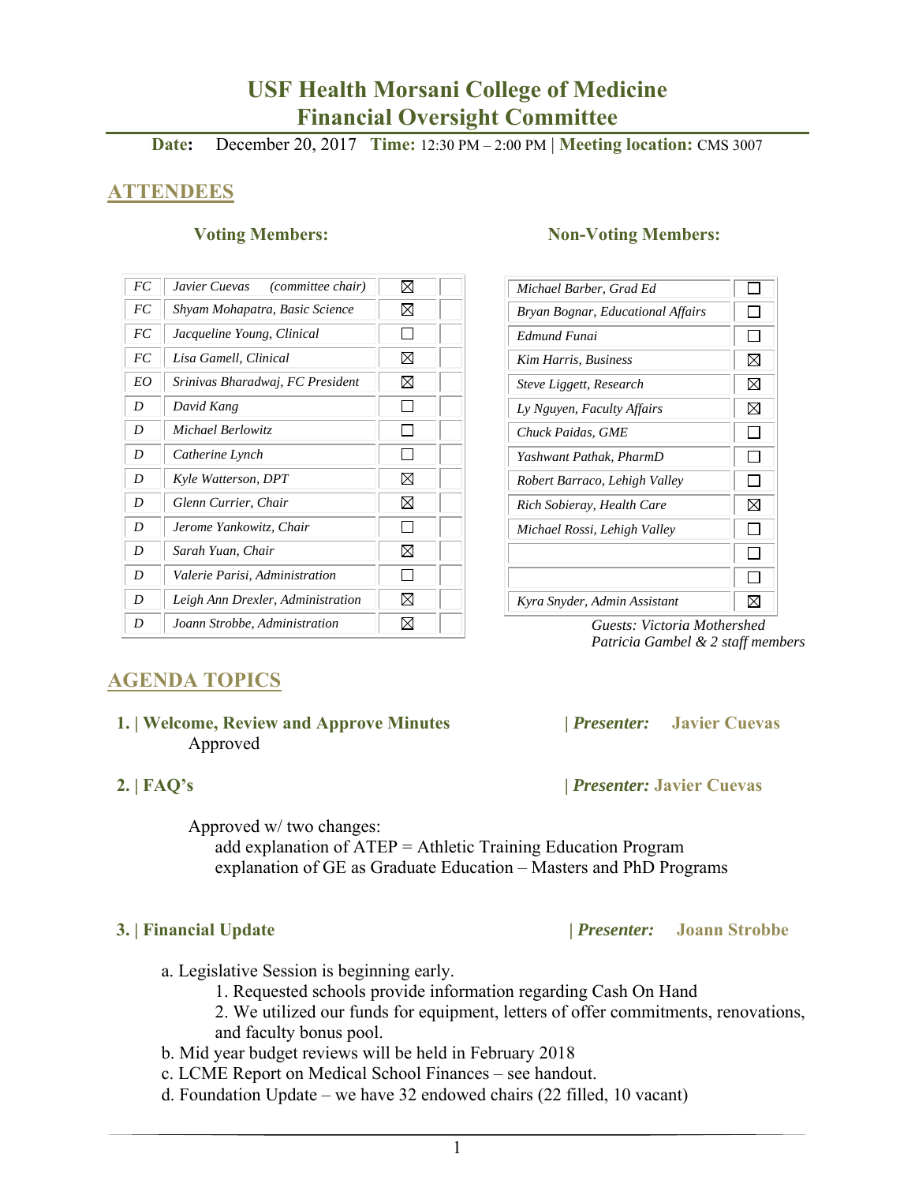# USF Health Morsani College of Medicine
# Financial Oversight Committee

**Date:** December 20, 2017 **Time:** 12:30 PM – 2:00 PM | **Meeting location:** CMS 3007

## ATTENDEES

### Voting Members:

| | | | |
|---|---|---|---|
| *FC* | *Javier Cuevas (committee chair)* | ☒ | |
| *FC* | *Shyam Mohapatra, Basic Science* | ☒ | |
| *FC* | *Jacqueline Young, Clinical* | ☐ | |
| *FC* | *Lisa Gamell, Clinical* | ☒ | |
| *EO* | *Srinivas Bharadwaj, FC President* | ☒ | |
| *D* | *David Kang* | ☐ | |
| *D* | *Michael Berlowitz* | ☐ | |
| *D* | *Catherine Lynch* | ☐ | |
| *D* | *Kyle Watterson, DPT* | ☒ | |
| *D* | *Glenn Currier, Chair* | ☒ | |
| *D* | *Jerome Yankowitz, Chair* | ☐ | |
| *D* | *Sarah Yuan, Chair* | ☒ | |
| *D* | *Valerie Parisi, Administration* | ☐ | |
| *D* | *Leigh Ann Drexler, Administration* | ☒ | |
| *D* | *Joann Strobbe, Administration* | ☒ | |

### Non-Voting Members:

| | |
|---|---|
| *Michael Barber, Grad Ed* | ☐ |
| *Bryan Bognar, Educational Affairs* | ☐ |
| *Edmund Funai* | ☐ |
| *Kim Harris, Business* | ☒ |
| *Steve Liggett, Research* | ☒ |
| *Ly Nguyen, Faculty Affairs* | ☒ |
| *Chuck Paidas, GME* | ☐ |
| *Yashwant Pathak, PharmD* | ☐ |
| *Robert Barraco, Lehigh Valley* | ☐ |
| *Rich Sobieray, Health Care* | ☒ |
| *Michael Rossi, Lehigh Valley* | ☐ |
| | ☐ |
| | ☐ |
| *Kyra Snyder, Admin Assistant* | ☒ |

*Guests: Victoria Mothershed*
*Patricia Gambel & 2 staff members*

## AGENDA TOPICS

**1. | Welcome, Review and Approve Minutes** | ***Presenter:*** **Javier Cuevas**

Approved

**2. | FAQ's** | ***Presenter:*** **Javier Cuevas**

Approved w/ two changes:
- add explanation of ATEP = Athletic Training Education Program
- explanation of GE as Graduate Education – Masters and PhD Programs

**3. | Financial Update** | ***Presenter:*** **Joann Strobbe**

a. Legislative Session is beginning early.
   1. Requested schools provide information regarding Cash On Hand
   2. We utilized our funds for equipment, letters of offer commitments, renovations, and faculty bonus pool.

b. Mid year budget reviews will be held in February 2018

c. LCME Report on Medical School Finances – see handout.

d. Foundation Update – we have 32 endowed chairs (22 filled, 10 vacant)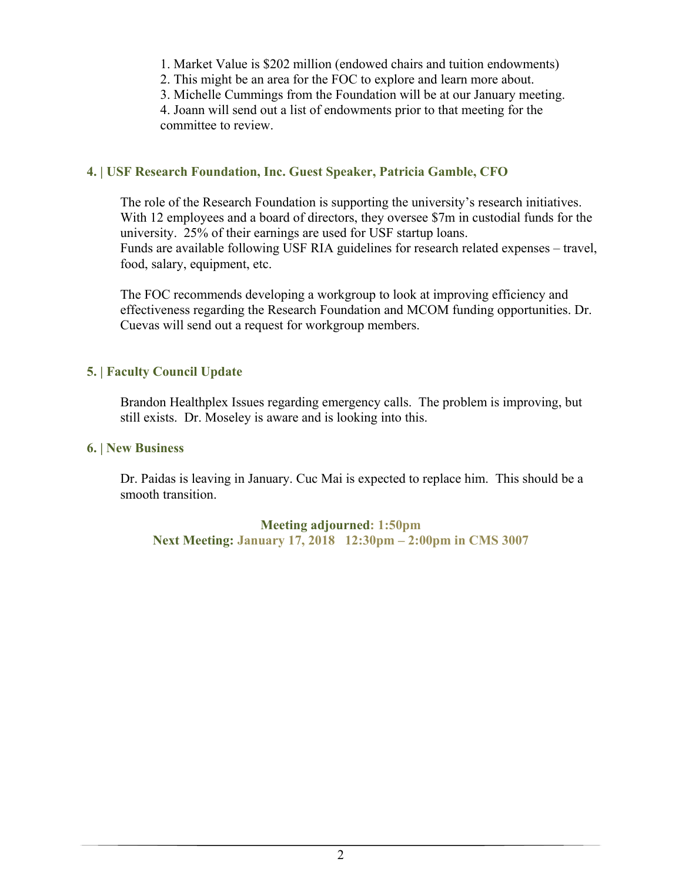1. Market Value is $202 million (endowed chairs and tuition endowments)
2. This might be an area for the FOC to explore and learn more about.
3. Michelle Cummings from the Foundation will be at our January meeting.
4. Joann will send out a list of endowments prior to that meeting for the committee to review.

## 4. | USF Research Foundation, Inc. Guest Speaker, Patricia Gamble, CFO

The role of the Research Foundation is supporting the university's research initiatives. With 12 employees and a board of directors, they oversee $7m in custodial funds for the university. 25% of their earnings are used for USF startup loans.
Funds are available following USF RIA guidelines for research related expenses – travel, food, salary, equipment, etc.

The FOC recommends developing a workgroup to look at improving efficiency and effectiveness regarding the Research Foundation and MCOM funding opportunities. Dr. Cuevas will send out a request for workgroup members.

## 5. | Faculty Council Update

Brandon Healthplex Issues regarding emergency calls. The problem is improving, but still exists. Dr. Moseley is aware and is looking into this.

## 6. | New Business

Dr. Paidas is leaving in January. Cuc Mai is expected to replace him. This should be a smooth transition.

**Meeting adjourned: 1:50pm**
**Next Meeting: January 17, 2018 12:30pm – 2:00pm in CMS 3007**